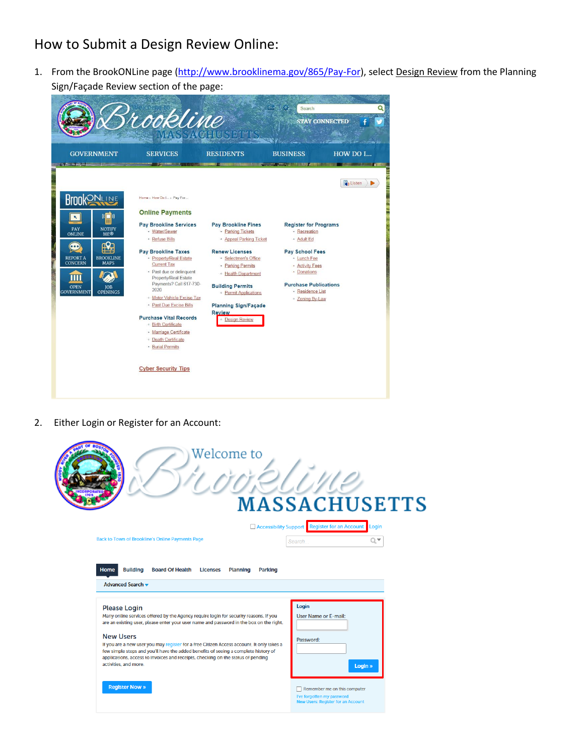# How to Submit a Design Review Online:

1. From the BrookONLine page (http://www.brooklinema.gov/865/Pay-For), select Design Review from the Planning Sign/Façade Review section of the page:

2. Either Login or Register for an Account: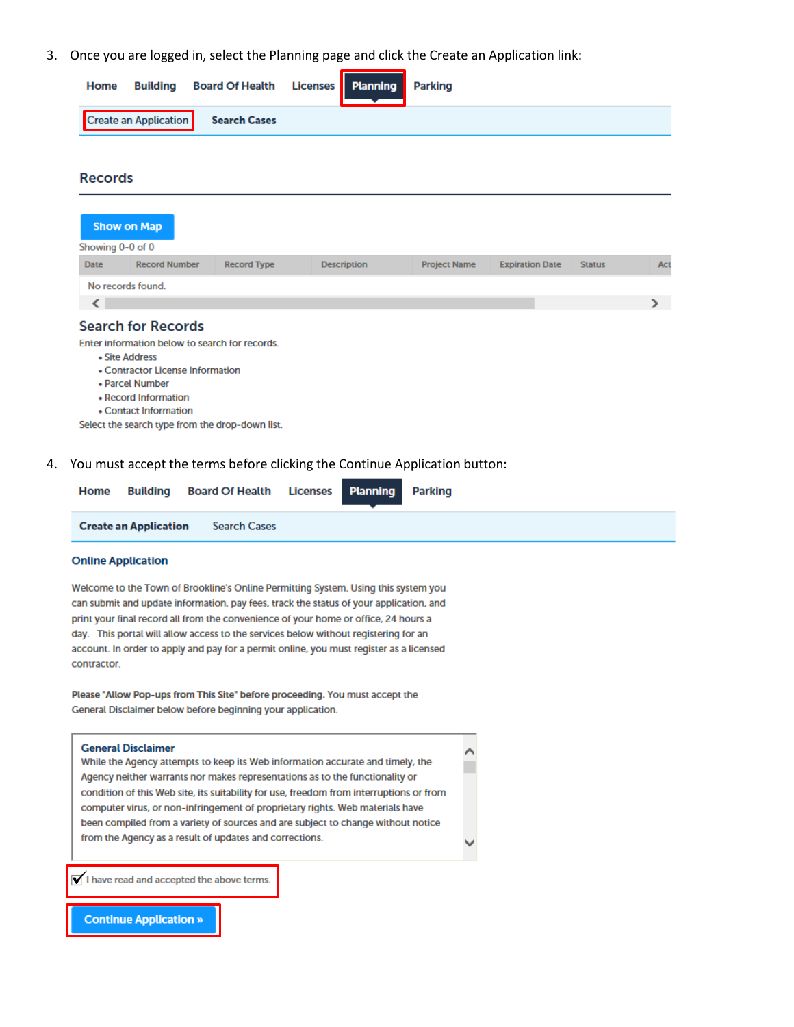3. Once you are logged in, select the Planning page and click the Create an Application link:

Home | Building | Board Of Health | Licenses | **Planning** | Parking

Create an Application | Search Cases

## Records

Show on Map

Showing 0-0 of 0

| Date | Record Number | Record Type | Description | Project Name | Expiration Date | Status | Act |
|---|---|---|---|---|---|---|---|
| No records found. | | | | | | | |

### Search for Records

Enter information below to search for records.

- Site Address
- Contractor License Information
- Parcel Number
- Record Information
- Contact Information

Select the search type from the drop-down list.

4. You must accept the terms before clicking the Continue Application button:

Home | Building | Board Of Health | Licenses | **Planning** | Parking

**Create an Application** | Search Cases

**Online Application**

Welcome to the Town of Brookline's Online Permitting System. Using this system you can submit and update information, pay fees, track the status of your application, and print your final record all from the convenience of your home or office, 24 hours a day. This portal will allow access to the services below without registering for an account. In order to apply and pay for a permit online, you must register as a licensed contractor.

**Please "Allow Pop-ups from This Site" before proceeding.** You must accept the General Disclaimer below before beginning your application.

**General Disclaimer**
While the Agency attempts to keep its Web information accurate and timely, the Agency neither warrants nor makes representations as to the functionality or condition of this Web site, its suitability for use, freedom from interruptions or from computer virus, or non-infringement of proprietary rights. Web materials have been compiled from a variety of sources and are subject to change without notice from the Agency as a result of updates and corrections.

☑ I have read and accepted the above terms.

**Continue Application »**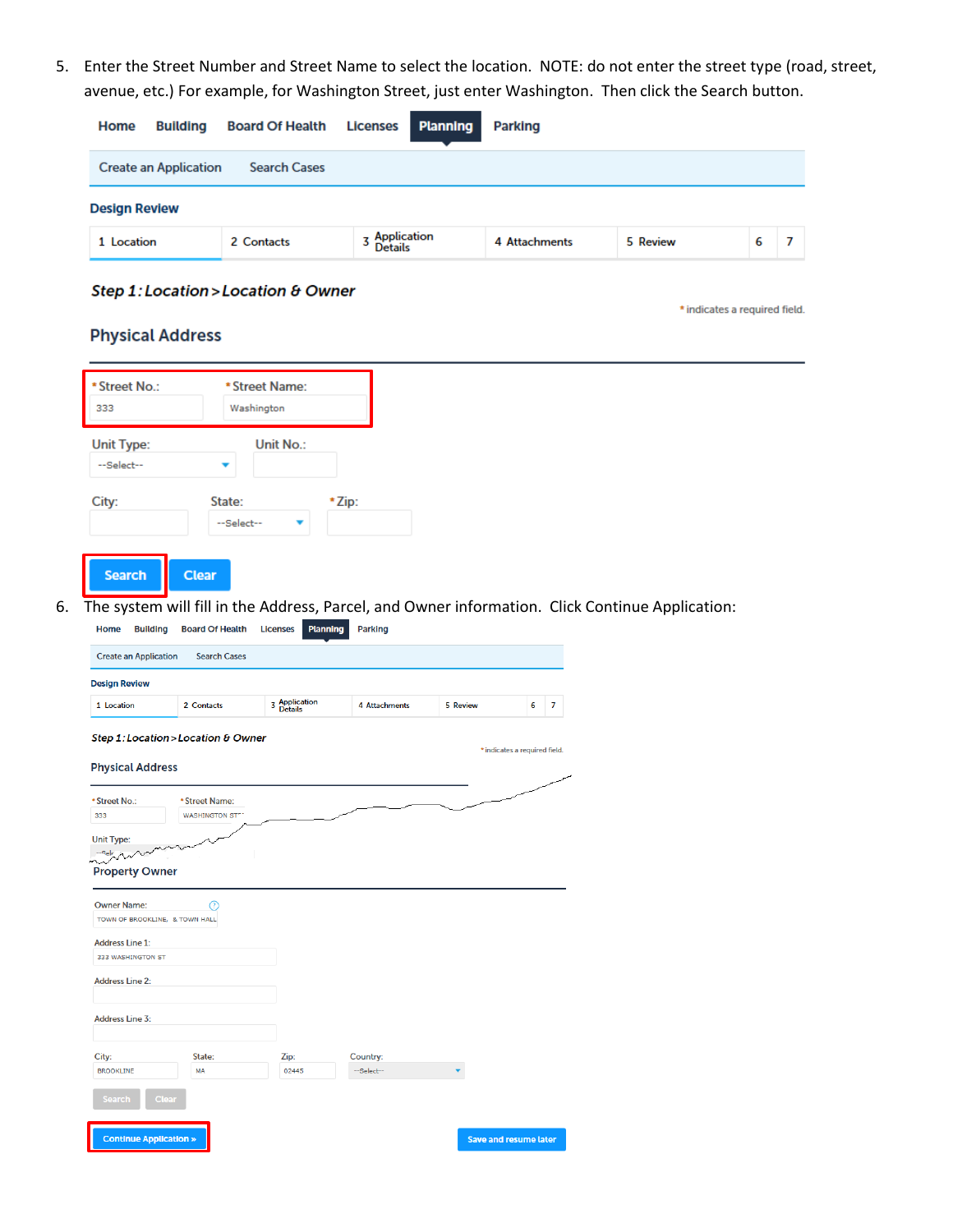5. Enter the Street Number and Street Name to select the location. NOTE: do not enter the street type (road, street, avenue, etc.) For example, for Washington Street, just enter Washington. Then click the Search button.

Home Building Board Of Health Licenses Planning Parking

Create an Application Search Cases

**Design Review**

1 Location | 2 Contacts | 3 Application Details | 4 Attachments | 5 Review | 6 | 7

***Step 1: Location > Location & Owner***

\* indicates a required field.

**Physical Address**

\*Street No.: 333 \*Street Name: Washington

Unit Type: --Select-- Unit No.:

City: State: --Select-- \*Zip:

Search Clear

6. The system will fill in the Address, Parcel, and Owner information. Click Continue Application:

Home Building Board Of Health Licenses Planning Parking

Create an Application Search Cases

**Design Review**

1 Location | 2 Contacts | 3 Application Details | 4 Attachments | 5 Review | 6 | 7

***Step 1: Location > Location & Owner***

\* indicates a required field.

**Physical Address**

\*Street No.: 333 \*Street Name: WASHINGTON ST

Unit Type:

**Property Owner**

Owner Name: TOWN OF BROOKLINE, & TOWN HALL

Address Line 1: 333 WASHINGTON ST

Address Line 2:

Address Line 3:

City: BROOKLINE State: MA Zip: 02445 Country: --Select--

Search Clear

Continue Application » Save and resume later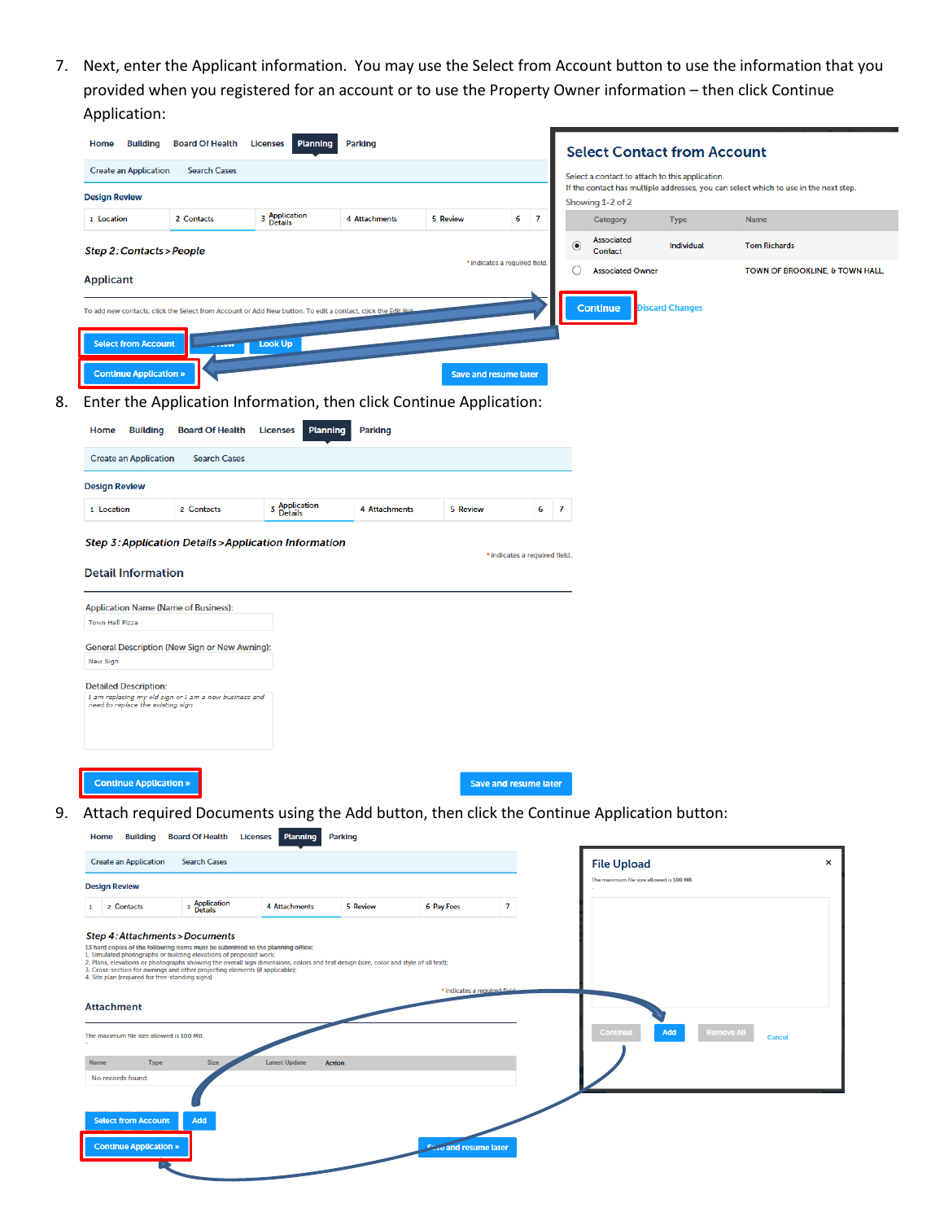7. Next, enter the Applicant information. You may use the Select from Account button to use the information that you provided when you registered for an account or to use the Property Owner information – then click Continue Application:

Home Building Board Of Health Licenses Planning Parking

Create an Application Search Cases

Design Review

1 Location 2 Contacts 3 Application Details 4 Attachments 5 Review 6 7

*Step 2: Contacts > People*

\* indicates a required field.

Applicant

To add new contacts, click the Select from Account or Add New button. To edit a contact, click the Edit link.

Select from Account Add New Look Up

Continue Application » Save and resume later

**Select Contact from Account**

Select a contact to attach to this application.
If the contact has multiple addresses, you can select which to use in the next step.
Showing 1-2 of 2

| | Category | Type | Name |
|---|---|---|---|
| ● | Associated Contact | Individual | Tom Richards |
| ○ | Associated Owner | | TOWN OF BROOKLINE, & TOWN HALL, |

Continue Discard Changes

8. Enter the Application Information, then click Continue Application:

Home Building Board Of Health Licenses Planning Parking

Create an Application Search Cases

Design Review

1 Location 2 Contacts 3 Application Details 4 Attachments 5 Review 6 7

*Step 3: Application Details > Application Information*

\* indicates a required field.

Detail Information

Application Name (Name of Business):
Town Hall Pizza

General Description (New Sign or New Awning):
New Sign

Detailed Description:
*I am replacing my old sign or I am a new business and need to replace the existing sign*

Continue Application » Save and resume later

9. Attach required Documents using the Add button, then click the Continue Application button:

Home Building Board Of Health Licenses Planning Parking

Create an Application Search Cases

Design Review

1 2 Contacts 3 Application Details 4 Attachments 5 Review 6 Pay Fees 7

*Step 4: Attachments > Documents*

13 hard copies of the following items must be submitted to the planning office:
1. Simulated photographs or building elevations of proposed work;
2. Plans, elevations or photographs showing the overall sign dimensions, colors and text design (size, color and style of all text);
3. Cross-section for awnings and other projecting elements (if applicable);
4. Site plan (required for free-standing signs)

\* indicates a required field.

Attachment

The maximum file size allowed is 100 MB.

| Name | Type | Size | Latest Update | Action |
|---|---|---|---|---|
| No records found. | | | | |

Select from Account Add

Continue Application » Save and resume later

**File Upload** ×

The maximum file size allowed is 100 MB.

Continue Add Remove All Cancel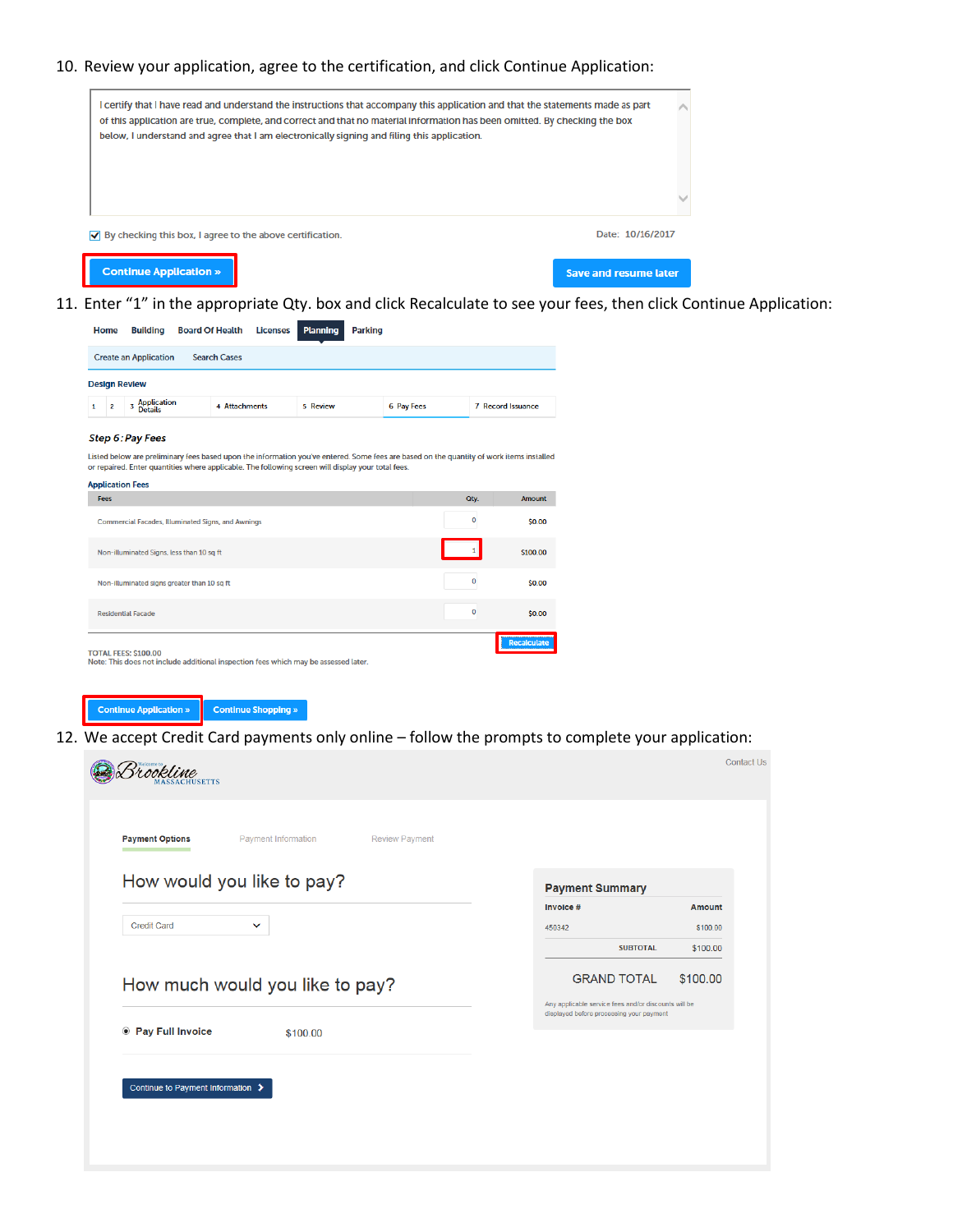10. Review your application, agree to the certification, and click Continue Application:

I certify that I have read and understand the instructions that accompany this application and that the statements made as part of this application are true, complete, and correct and that no material information has been omitted. By checking the box below, I understand and agree that I am electronically signing and filing this application.

☑ By checking this box, I agree to the above certification.

Date: 10/16/2017

Continue Application »

Save and resume later

11. Enter "1" in the appropriate Qty. box and click Recalculate to see your fees, then click Continue Application:

Home Building Board Of Health Licenses Planning Parking

Create an Application Search Cases

Design Review

1 2 3 Application Details 4 Attachments 5 Review 6 Pay Fees 7 Record Issuance

*Step 6: Pay Fees*

Listed below are preliminary fees based upon the information you've entered. Some fees are based on the quantity of work items installed or repaired. Enter quantities where applicable. The following screen will display your total fees.

Application Fees

| Fees | Qty. | Amount |
|---|---|---|
| Commercial Facades, Illuminated Signs, and Awnings | 0 | $0.00 |
| Non-illuminated Signs, less than 10 sq ft | 1 | $100.00 |
| Non-illuminated signs greater than 10 sq ft | 0 | $0.00 |
| Residential Facade | 0 | $0.00 |

Recalculate

TOTAL FEES: $100.00
Note: This does not include additional inspection fees which may be assessed later.

Continue Application » Continue Shopping »

12. We accept Credit Card payments only online – follow the prompts to complete your application:

Welcome to Brookline MASSACHUSETTS

Contact Us

Payment Options Payment Information Review Payment

How would you like to pay?

Credit Card

How much would you like to pay?

◉ Pay Full Invoice $100.00

Continue to Payment Information

Payment Summary

| Invoice # | Amount |
|---|---|
| 450342 | $100.00 |
| SUBTOTAL | $100.00 |
| GRAND TOTAL | $100.00 |

Any applicable service fees and/or discounts will be displayed before processing your payment